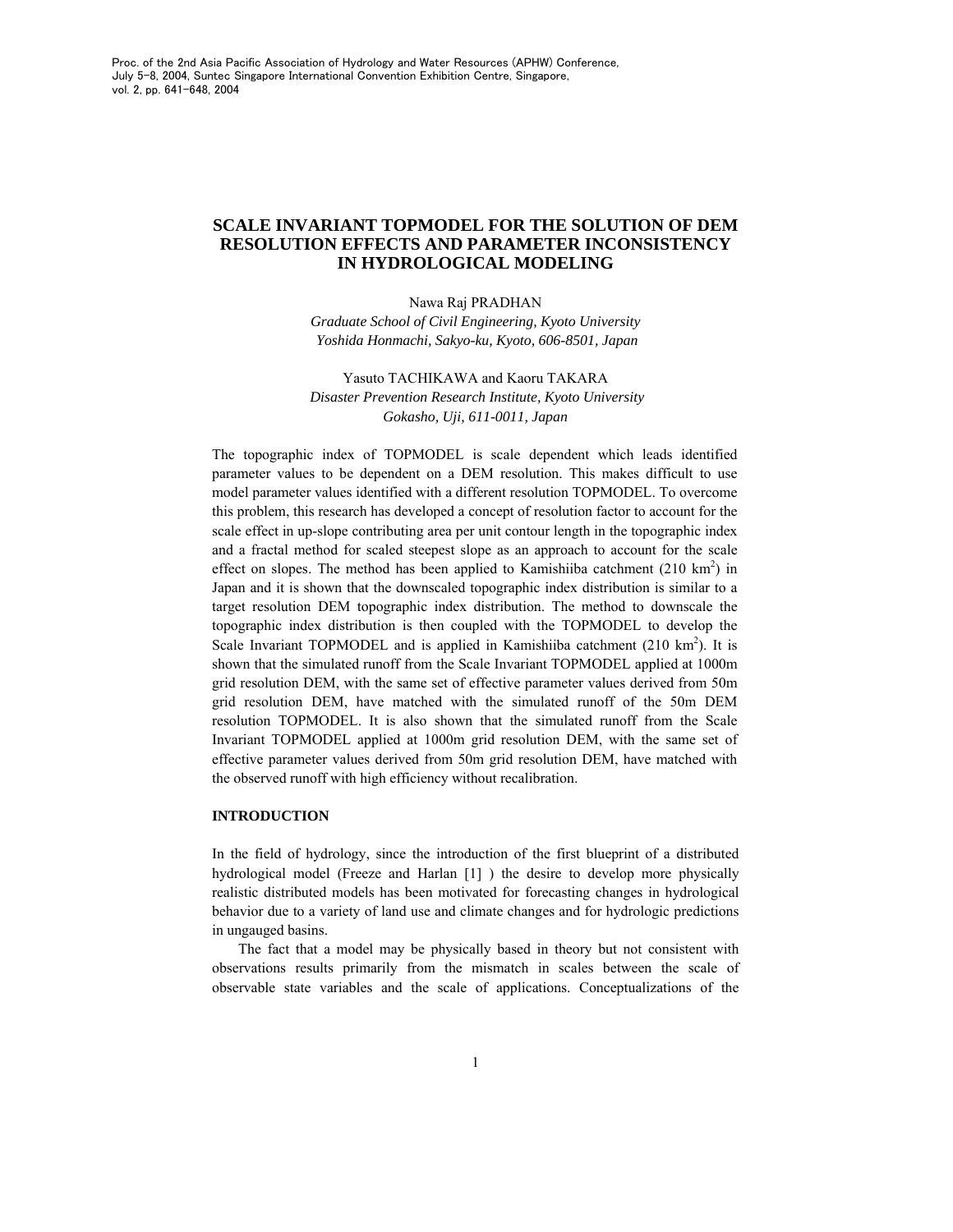# SCALE INVARIANT TOPMODEL FOR THE SOLUTION OF DEM RESOLUTION EFFECTS AND PARAMETER INCONSISTENCY IN HYDROLOGICAL MODELING

Nawa Raj PRADHAN

*Graduate School of Civil Engineering, Kyoto University*
*Yoshida Honmachi, Sakyo-ku, Kyoto, 606-8501, Japan*

Yasuto TACHIKAWA and Kaoru TAKARA

*Disaster Prevention Research Institute, Kyoto University*
*Gokasho, Uji, 611-0011, Japan*

The topographic index of TOPMODEL is scale dependent which leads identified parameter values to be dependent on a DEM resolution. This makes difficult to use model parameter values identified with a different resolution TOPMODEL. To overcome this problem, this research has developed a concept of resolution factor to account for the scale effect in up-slope contributing area per unit contour length in the topographic index and a fractal method for scaled steepest slope as an approach to account for the scale effect on slopes. The method has been applied to Kamishiiba catchment (210 km$^2$) in Japan and it is shown that the downscaled topographic index distribution is similar to a target resolution DEM topographic index distribution. The method to downscale the topographic index distribution is then coupled with the TOPMODEL to develop the Scale Invariant TOPMODEL and is applied in Kamishiiba catchment (210 km$^2$). It is shown that the simulated runoff from the Scale Invariant TOPMODEL applied at 1000m grid resolution DEM, with the same set of effective parameter values derived from 50m grid resolution DEM, have matched with the simulated runoff of the 50m DEM resolution TOPMODEL. It is also shown that the simulated runoff from the Scale Invariant TOPMODEL applied at 1000m grid resolution DEM, with the same set of effective parameter values derived from 50m grid resolution DEM, have matched with the observed runoff with high efficiency without recalibration.

## INTRODUCTION

In the field of hydrology, since the introduction of the first blueprint of a distributed hydrological model (Freeze and Harlan [1] ) the desire to develop more physically realistic distributed models has been motivated for forecasting changes in hydrological behavior due to a variety of land use and climate changes and for hydrologic predictions in ungauged basins.

The fact that a model may be physically based in theory but not consistent with observations results primarily from the mismatch in scales between the scale of observable state variables and the scale of applications. Conceptualizations of the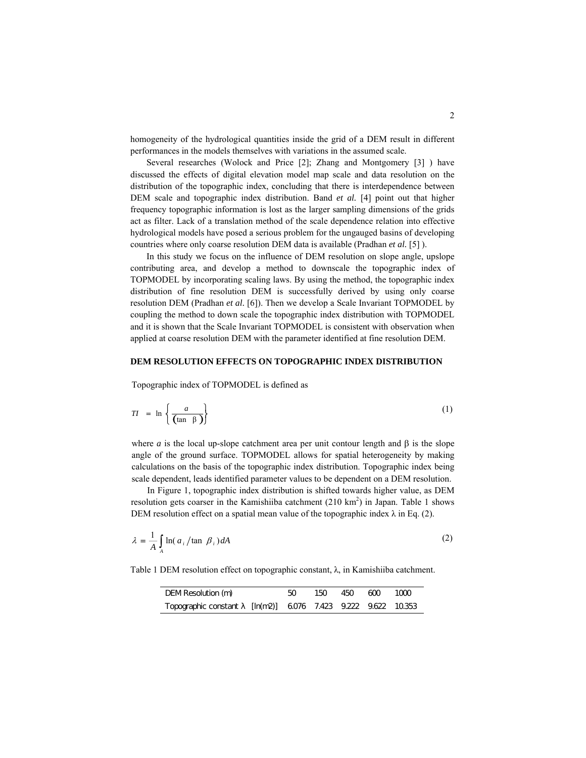homogeneity of the hydrological quantities inside the grid of a DEM result in different performances in the models themselves with variations in the assumed scale.

Several researches (Wolock and Price [2]; Zhang and Montgomery [3] ) have discussed the effects of digital elevation model map scale and data resolution on the distribution of the topographic index, concluding that there is interdependence between DEM scale and topographic index distribution. Band *et al.* [4] point out that higher frequency topographic information is lost as the larger sampling dimensions of the grids act as filter. Lack of a translation method of the scale dependence relation into effective hydrological models have posed a serious problem for the ungauged basins of developing countries where only coarse resolution DEM data is available (Pradhan *et al.* [5] ).

In this study we focus on the influence of DEM resolution on slope angle, upslope contributing area, and develop a method to downscale the topographic index of TOPMODEL by incorporating scaling laws. By using the method, the topographic index distribution of fine resolution DEM is successfully derived by using only coarse resolution DEM (Pradhan *et al.* [6]). Then we develop a Scale Invariant TOPMODEL by coupling the method to down scale the topographic index distribution with TOPMODEL and it is shown that the Scale Invariant TOPMODEL is consistent with observation when applied at coarse resolution DEM with the parameter identified at fine resolution DEM.

## DEM RESOLUTION EFFECTS ON TOPOGRAPHIC INDEX DISTRIBUTION

Topographic index of TOPMODEL is defined as

$$TI = \ln \left\{ \frac{a}{(\tan \beta)} \right\} \tag{1}$$

where $a$ is the local up-slope catchment area per unit contour length and $\beta$ is the slope angle of the ground surface. TOPMODEL allows for spatial heterogeneity by making calculations on the basis of the topographic index distribution. Topographic index being scale dependent, leads identified parameter values to be dependent on a DEM resolution.

In Figure 1, topographic index distribution is shifted towards higher value, as DEM resolution gets coarser in the Kamishiiba catchment (210 km$^2$) in Japan. Table 1 shows DEM resolution effect on a spatial mean value of the topographic index $\lambda$ in Eq. (2).

$$\lambda = \frac{1}{A} \int_A \ln(a_i / \tan \beta_i) dA \tag{2}$$

Table 1 DEM resolution effect on topographic constant, $\lambda$, in Kamishiiba catchment.

| DEM Resolution (m) | 50 | 150 | 450 | 600 | 1000 |
|---|---|---|---|---|---|
| Topographic constant $\lambda$ [ln(m2)] | 6.076 | 7.423 | 9.222 | 9.622 | 10.353 |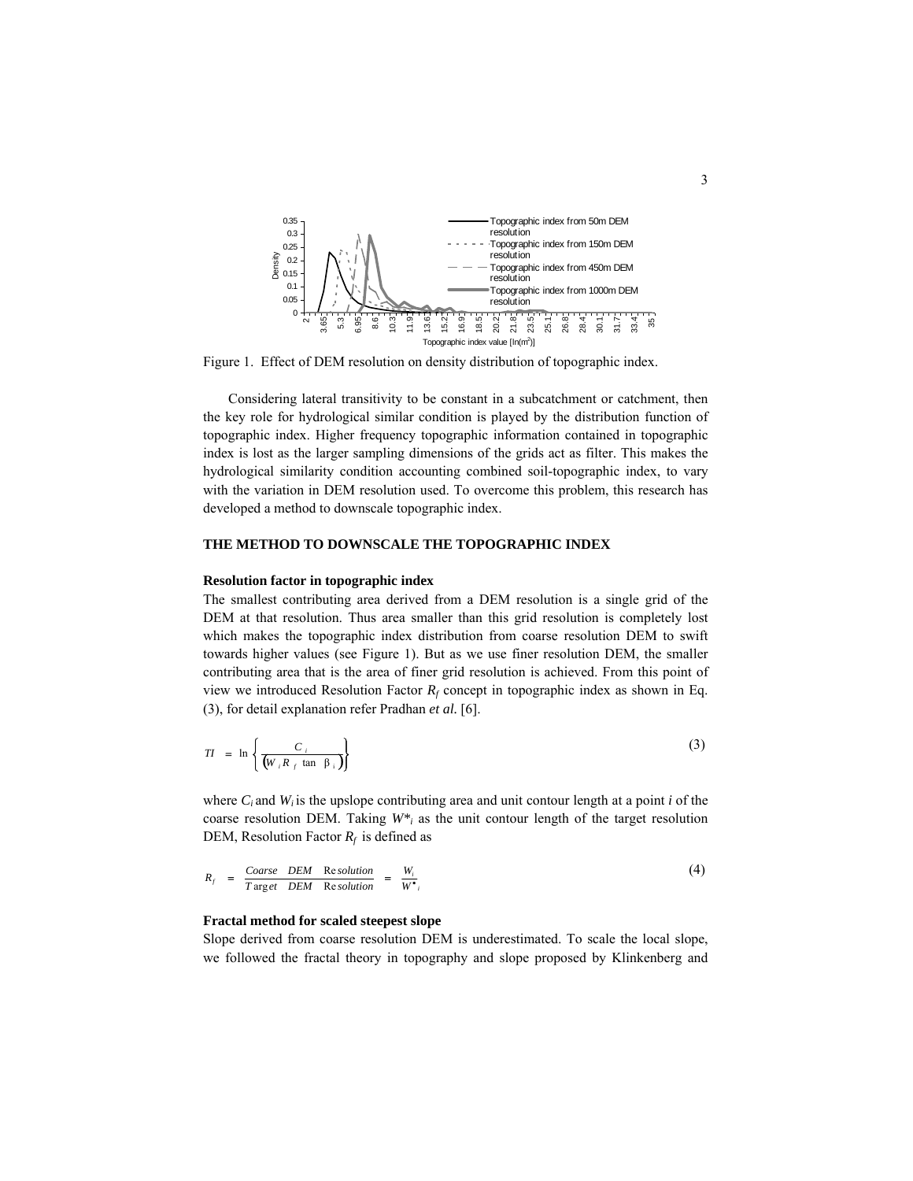Figure 1. Effect of DEM resolution on density distribution of topographic index.

Considering lateral transitivity to be constant in a subcatchment or catchment, then the key role for hydrological similar condition is played by the distribution function of topographic index. Higher frequency topographic information contained in topographic index is lost as the larger sampling dimensions of the grids act as filter. This makes the hydrological similarity condition accounting combined soil-topographic index, to vary with the variation in DEM resolution used. To overcome this problem, this research has developed a method to downscale topographic index.

## THE METHOD TO DOWNSCALE THE TOPOGRAPHIC INDEX

### Resolution factor in topographic index

The smallest contributing area derived from a DEM resolution is a single grid of the DEM at that resolution. Thus area smaller than this grid resolution is completely lost which makes the topographic index distribution from coarse resolution DEM to swift towards higher values (see Figure 1). But as we use finer resolution DEM, the smaller contributing area that is the area of finer grid resolution is achieved. From this point of view we introduced Resolution Factor $R_f$ concept in topographic index as shown in Eq. (3), for detail explanation refer Pradhan *et al.* [6].

$$TI = \ln\left\{\frac{C_i}{(W_i R_f \tan \beta_i)}\right\} \tag{3}$$

where $C_i$ and $W_i$ is the upslope contributing area and unit contour length at a point *i* of the coarse resolution DEM. Taking $W^*_i$ as the unit contour length of the target resolution DEM, Resolution Factor $R_f$ is defined as

$$R_f = \frac{Coarse \;\; DEM \;\; Resolution}{Target \;\; DEM \;\; Resolution} = \frac{W_i}{W^*_i} \tag{4}$$

### Fractal method for scaled steepest slope

Slope derived from coarse resolution DEM is underestimated. To scale the local slope, we followed the fractal theory in topography and slope proposed by Klinkenberg and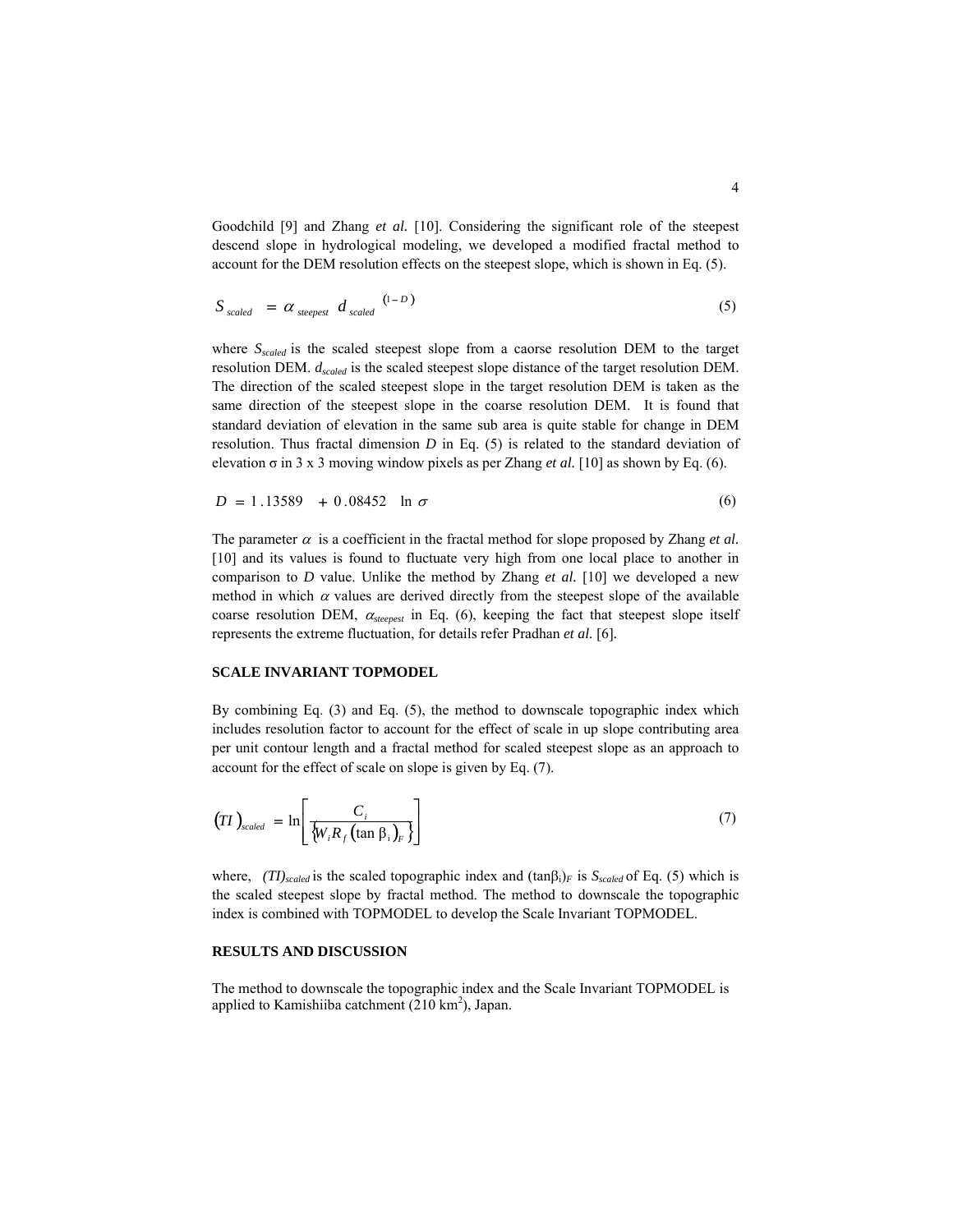Goodchild [9] and Zhang *et al.* [10]. Considering the significant role of the steepest descend slope in hydrological modeling, we developed a modified fractal method to account for the DEM resolution effects on the steepest slope, which is shown in Eq. (5).

$$S_{scaled} = \alpha_{steepest} \; d_{scaled}^{\;(1-D)} \tag{5}$$

where $S_{scaled}$ is the scaled steepest slope from a caorse resolution DEM to the target resolution DEM. $d_{scaled}$ is the scaled steepest slope distance of the target resolution DEM. The direction of the scaled steepest slope in the target resolution DEM is taken as the same direction of the steepest slope in the coarse resolution DEM. It is found that standard deviation of elevation in the same sub area is quite stable for change in DEM resolution. Thus fractal dimension $D$ in Eq. (5) is related to the standard deviation of elevation $\sigma$ in 3 x 3 moving window pixels as per Zhang *et al.* [10] as shown by Eq. (6).

$$D = 1.13589 + 0.08452 \ln \sigma \tag{6}$$

The parameter $\alpha$ is a coefficient in the fractal method for slope proposed by Zhang *et al.* [10] and its values is found to fluctuate very high from one local place to another in comparison to $D$ value. Unlike the method by Zhang *et al.* [10] we developed a new method in which $\alpha$ values are derived directly from the steepest slope of the available coarse resolution DEM, $\alpha_{steepest}$ in Eq. (6), keeping the fact that steepest slope itself represents the extreme fluctuation, for details refer Pradhan *et al.* [6].

## SCALE INVARIANT TOPMODEL

By combining Eq. (3) and Eq. (5), the method to downscale topographic index which includes resolution factor to account for the effect of scale in up slope contributing area per unit contour length and a fractal method for scaled steepest slope as an approach to account for the effect of scale on slope is given by Eq. (7).

$$(TI)_{scaled} = \ln\left[\frac{C_i}{\left\{W_i R_f \left(\tan\beta_i\right)_F\right\}}\right] \tag{7}$$

where, $(TI)_{scaled}$ is the scaled topographic index and $(\tan\beta_i)_F$ is $S_{scaled}$ of Eq. (5) which is the scaled steepest slope by fractal method. The method to downscale the topographic index is combined with TOPMODEL to develop the Scale Invariant TOPMODEL.

## RESULTS AND DISCUSSION

The method to downscale the topographic index and the Scale Invariant TOPMODEL is applied to Kamishiiba catchment (210 $km^2$), Japan.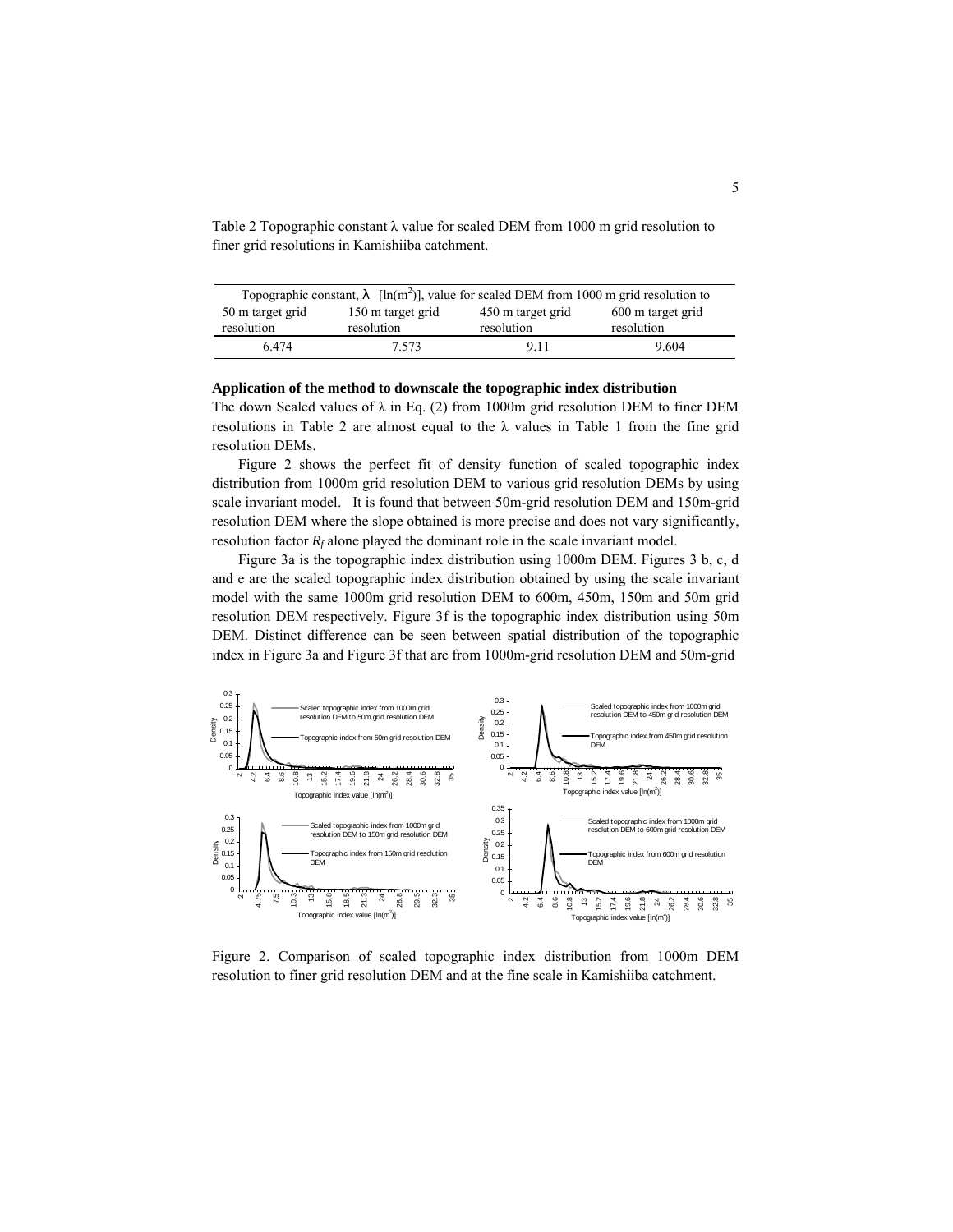Table 2 Topographic constant λ value for scaled DEM from 1000 m grid resolution to finer grid resolutions in Kamishiiba catchment.

| Topographic constant, λ [ln(m²)], value for scaled DEM from 1000 m grid resolution to | | | |
|---|---|---|---|
| 50 m target grid resolution | 150 m target grid resolution | 450 m target grid resolution | 600 m target grid resolution |
| 6.474 | 7.573 | 9.11 | 9.604 |

**Application of the method to downscale the topographic index distribution**

The down Scaled values of λ in Eq. (2) from 1000m grid resolution DEM to finer DEM resolutions in Table 2 are almost equal to the λ values in Table 1 from the fine grid resolution DEMs.

Figure 2 shows the perfect fit of density function of scaled topographic index distribution from 1000m grid resolution DEM to various grid resolution DEMs by using scale invariant model. It is found that between 50m-grid resolution DEM and 150m-grid resolution DEM where the slope obtained is more precise and does not vary significantly, resolution factor $R_f$ alone played the dominant role in the scale invariant model.

Figure 3a is the topographic index distribution using 1000m DEM. Figures 3 b, c, d and e are the scaled topographic index distribution obtained by using the scale invariant model with the same 1000m grid resolution DEM to 600m, 450m, 150m and 50m grid resolution DEM respectively. Figure 3f is the topographic index distribution using 50m DEM. Distinct difference can be seen between spatial distribution of the topographic index in Figure 3a and Figure 3f that are from 1000m-grid resolution DEM and 50m-grid

Figure 2. Comparison of scaled topographic index distribution from 1000m DEM resolution to finer grid resolution DEM and at the fine scale in Kamishiiba catchment.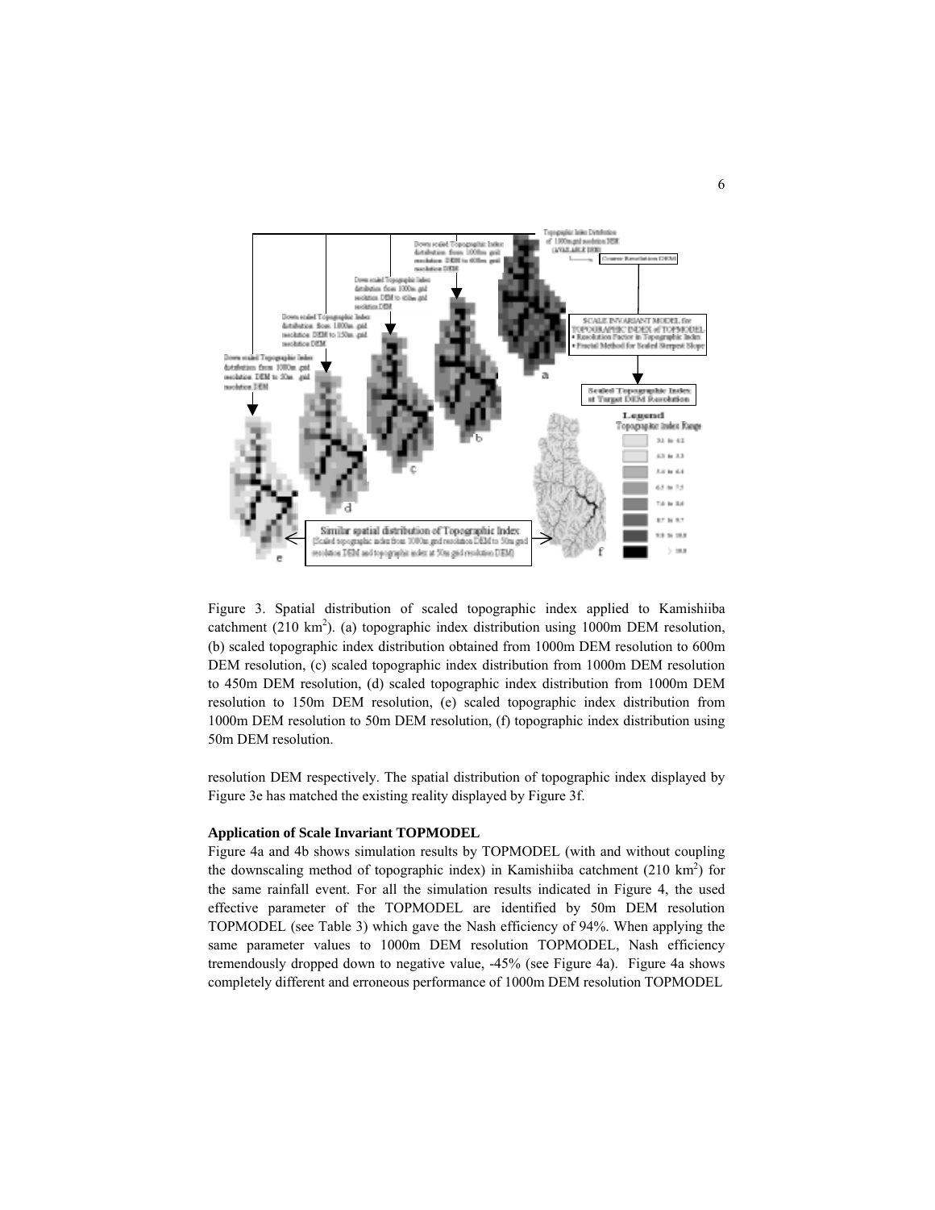Figure 3. Spatial distribution of scaled topographic index applied to Kamishiiba catchment (210 km$^2$). (a) topographic index distribution using 1000m DEM resolution, (b) scaled topographic index distribution obtained from 1000m DEM resolution to 600m DEM resolution, (c) scaled topographic index distribution from 1000m DEM resolution to 450m DEM resolution, (d) scaled topographic index distribution from 1000m DEM resolution to 150m DEM resolution, (e) scaled topographic index distribution from 1000m DEM resolution to 50m DEM resolution, (f) topographic index distribution using 50m DEM resolution.

resolution DEM respectively. The spatial distribution of topographic index displayed by Figure 3e has matched the existing reality displayed by Figure 3f.

**Application of Scale Invariant TOPMODEL**

Figure 4a and 4b shows simulation results by TOPMODEL (with and without coupling the downscaling method of topographic index) in Kamishiiba catchment (210 km$^2$) for the same rainfall event. For all the simulation results indicated in Figure 4, the used effective parameter of the TOPMODEL are identified by 50m DEM resolution TOPMODEL (see Table 3) which gave the Nash efficiency of 94%. When applying the same parameter values to 1000m DEM resolution TOPMODEL, Nash efficiency tremendously dropped down to negative value, -45% (see Figure 4a). Figure 4a shows completely different and erroneous performance of 1000m DEM resolution TOPMODEL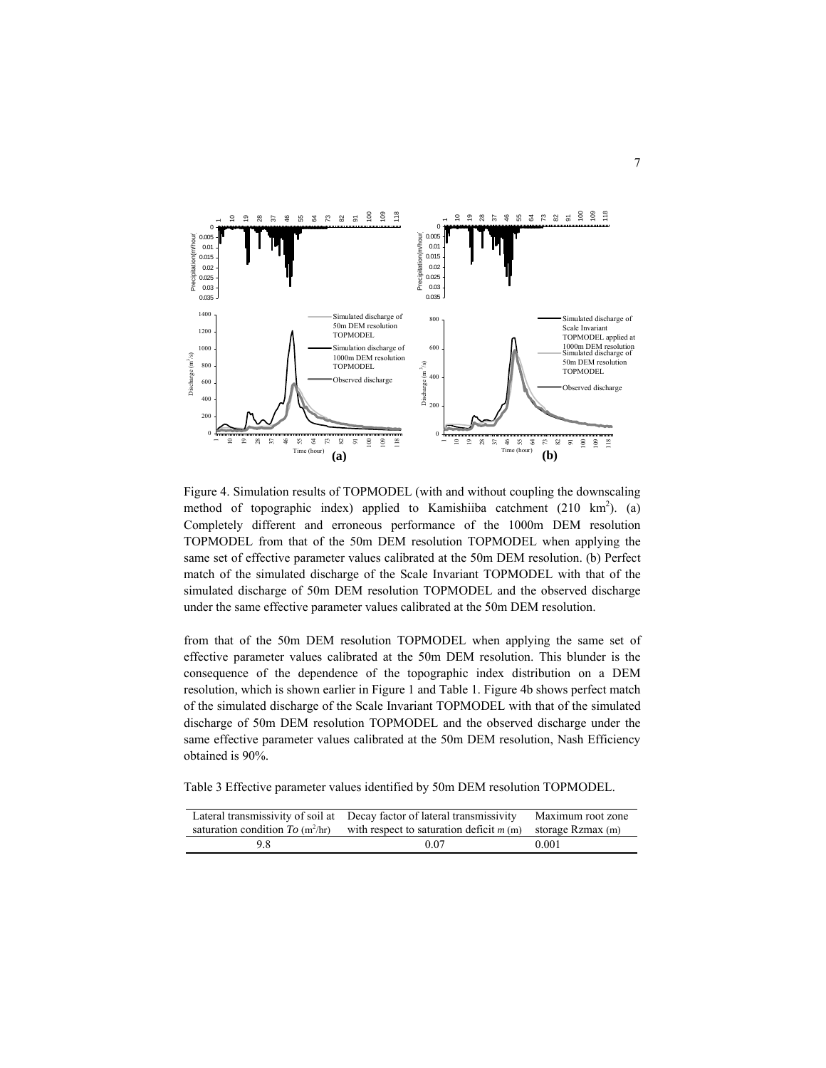Figure 4. Simulation results of TOPMODEL (with and without coupling the downscaling method of topographic index) applied to Kamishiiba catchment (210 km$^2$). (a) Completely different and erroneous performance of the 1000m DEM resolution TOPMODEL from that of the 50m DEM resolution TOPMODEL when applying the same set of effective parameter values calibrated at the 50m DEM resolution. (b) Perfect match of the simulated discharge of the Scale Invariant TOPMODEL with that of the simulated discharge of 50m DEM resolution TOPMODEL and the observed discharge under the same effective parameter values calibrated at the 50m DEM resolution.

from that of the 50m DEM resolution TOPMODEL when applying the same set of effective parameter values calibrated at the 50m DEM resolution. This blunder is the consequence of the dependence of the topographic index distribution on a DEM resolution, which is shown earlier in Figure 1 and Table 1. Figure 4b shows perfect match of the simulated discharge of the Scale Invariant TOPMODEL with that of the simulated discharge of 50m DEM resolution TOPMODEL and the observed discharge under the same effective parameter values calibrated at the 50m DEM resolution, Nash Efficiency obtained is 90%.

Table 3 Effective parameter values identified by 50m DEM resolution TOPMODEL.

| Lateral transmissivity of soil at saturation condition $To$ (m$^2$/hr) | Decay factor of lateral transmissivity with respect to saturation deficit $m$ (m) | Maximum root zone storage Rzmax (m) |
|---|---|---|
| 9.8 | 0.07 | 0.001 |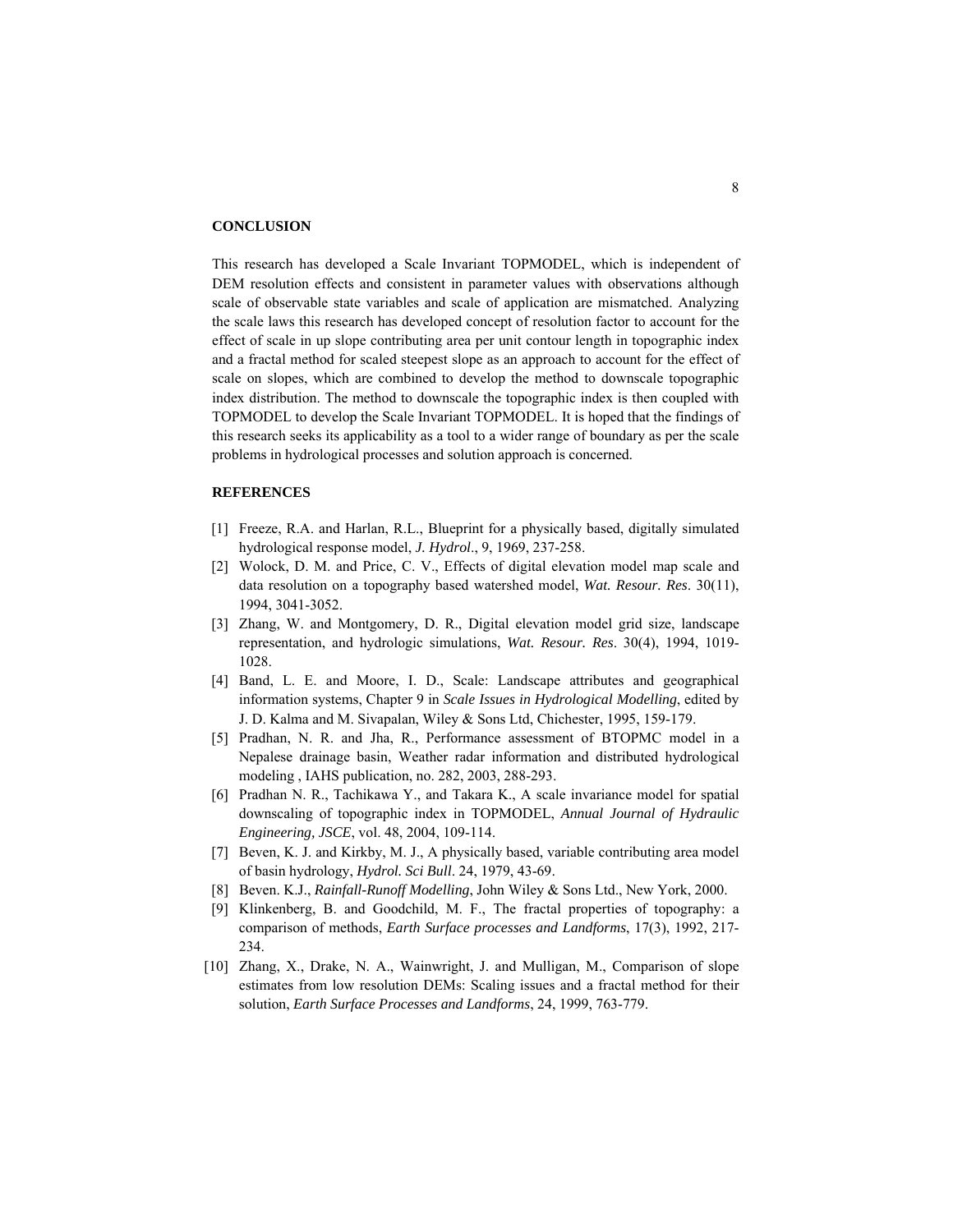## CONCLUSION

This research has developed a Scale Invariant TOPMODEL, which is independent of DEM resolution effects and consistent in parameter values with observations although scale of observable state variables and scale of application are mismatched. Analyzing the scale laws this research has developed concept of resolution factor to account for the effect of scale in up slope contributing area per unit contour length in topographic index and a fractal method for scaled steepest slope as an approach to account for the effect of scale on slopes, which are combined to develop the method to downscale topographic index distribution. The method to downscale the topographic index is then coupled with TOPMODEL to develop the Scale Invariant TOPMODEL. It is hoped that the findings of this research seeks its applicability as a tool to a wider range of boundary as per the scale problems in hydrological processes and solution approach is concerned.

## REFERENCES

[1] Freeze, R.A. and Harlan, R.L., Blueprint for a physically based, digitally simulated hydrological response model, *J. Hydrol*., 9, 1969, 237-258.

[2] Wolock, D. M. and Price, C. V., Effects of digital elevation model map scale and data resolution on a topography based watershed model, *Wat. Resour. Res*. 30(11), 1994, 3041-3052.

[3] Zhang, W. and Montgomery, D. R., Digital elevation model grid size, landscape representation, and hydrologic simulations, *Wat. Resour. Res*. 30(4), 1994, 1019-1028.

[4] Band, L. E. and Moore, I. D., Scale: Landscape attributes and geographical information systems, Chapter 9 in *Scale Issues in Hydrological Modelling*, edited by J. D. Kalma and M. Sivapalan, Wiley & Sons Ltd, Chichester, 1995, 159-179.

[5] Pradhan, N. R. and Jha, R., Performance assessment of BTOPMC model in a Nepalese drainage basin, Weather radar information and distributed hydrological modeling , IAHS publication, no. 282, 2003, 288-293.

[6] Pradhan N. R., Tachikawa Y., and Takara K., A scale invariance model for spatial downscaling of topographic index in TOPMODEL, *Annual Journal of Hydraulic Engineering, JSCE*, vol. 48, 2004, 109-114.

[7] Beven, K. J. and Kirkby, M. J., A physically based, variable contributing area model of basin hydrology, *Hydrol. Sci Bull*. 24, 1979, 43-69.

[8] Beven. K.J., *Rainfall-Runoff Modelling*, John Wiley & Sons Ltd., New York, 2000.

[9] Klinkenberg, B. and Goodchild, M. F., The fractal properties of topography: a comparison of methods, *Earth Surface processes and Landforms*, 17(3), 1992, 217-234.

[10] Zhang, X., Drake, N. A., Wainwright, J. and Mulligan, M., Comparison of slope estimates from low resolution DEMs: Scaling issues and a fractal method for their solution, *Earth Surface Processes and Landforms*, 24, 1999, 763-779.